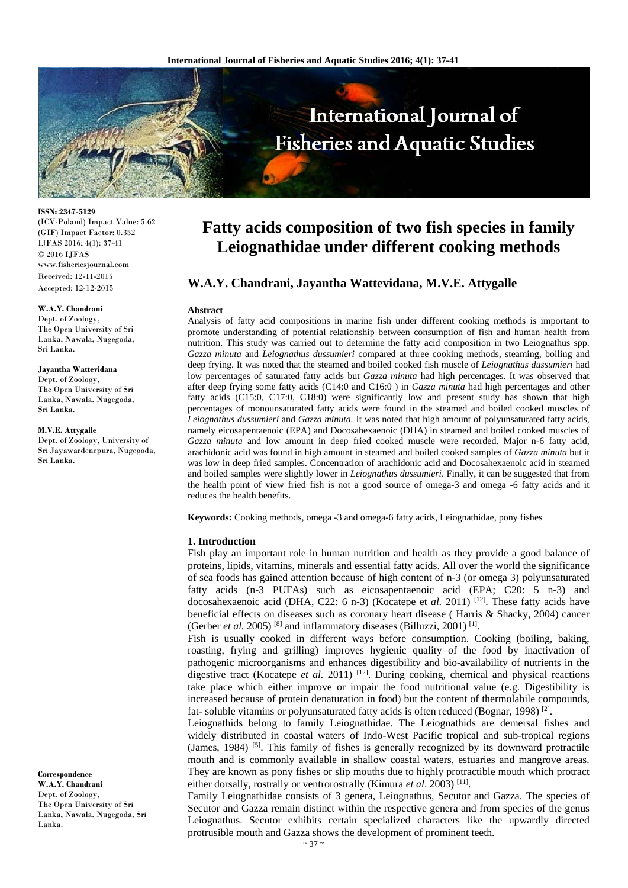# Fatty acids composition of two fish species in family Leiognathidae under different cooking methods

**W.A.Y. Chandrani, Jayantha Wattevidana, M.V.E. Attygalle**

**ISSN: 2347-5129**
(ICV-Poland) Impact Value: 5.62
(GIF) Impact Factor: 0.352
IJFAS 2016; 4(1): 37-41
© 2016 IJFAS
www.fisheriesjournal.com
Received: 12-11-2015
Accepted: 12-12-2015

**W.A.Y. Chandrani**
Dept. of Zoology, The Open University of Sri Lanka, Nawala, Nugegoda, Sri Lanka.

**Jayantha Wattevidana**
Dept. of Zoology, The Open University of Sri Lanka, Nawala, Nugegoda, Sri Lanka.

**M.V.E. Attygalle**
Dept. of Zoology, University of Sri Jayawardenepura, Nugegoda, Sri Lanka.

**Correspondence**
**W.A.Y. Chandrani**
Dept. of Zoology, The Open University of Sri Lanka, Nawala, Nugegoda, Sri Lanka.

### Abstract

Analysis of fatty acid compositions in marine fish under different cooking methods is important to promote understanding of potential relationship between consumption of fish and human health from nutrition. This study was carried out to determine the fatty acid composition in two Leiognathus spp. *Gazza minuta* and *Leiognathus dussumieri* compared at three cooking methods, steaming, boiling and deep frying. It was noted that the steamed and boiled cooked fish muscle of *Leiognathus dussumieri* had low percentages of saturated fatty acids but *Gazza minuta* had high percentages. It was observed that after deep frying some fatty acids (C14:0 and C16:0 ) in *Gazza minuta* had high percentages and other fatty acids (C15:0, C17:0, C18:0) were significantly low and present study has shown that high percentages of monounsaturated fatty acids were found in the steamed and boiled cooked muscles of *Leiognathus dussumieri* and *Gazza minuta.* It was noted that high amount of polyunsaturated fatty acids, namely eicosapentaenoic (EPA) and Docosahexaenoic (DHA) in steamed and boiled cooked muscles of *Gazza minuta* and low amount in deep fried cooked muscle were recorded. Major n-6 fatty acid, arachidonic acid was found in high amount in steamed and boiled cooked samples of *Gazza minuta* but it was low in deep fried samples. Concentration of arachidonic acid and Docosahexaenoic acid in steamed and boiled samples were slightly lower in *Leiognathus dussumieri*. Finally, it can be suggested that from the health point of view fried fish is not a good source of omega-3 and omega -6 fatty acids and it reduces the health benefits.

**Keywords:** Cooking methods, omega -3 and omega-6 fatty acids, Leiognathidae, pony fishes

### 1. Introduction

Fish play an important role in human nutrition and health as they provide a good balance of proteins, lipids, vitamins, minerals and essential fatty acids. All over the world the significance of sea foods has gained attention because of high content of n-3 (or omega 3) polyunsaturated fatty acids (n-3 PUFAs) such as eicosapentaenoic acid (EPA; C20: 5 n-3) and docosahexaenoic acid (DHA, C22: 6 n-3) (Kocatepe et *al.* 2011) [12]. These fatty acids have beneficial effects on diseases such as coronary heart disease ( Harris & Shacky, 2004) cancer (Gerber *et al.* 2005) [8] and inflammatory diseases (Billuzzi, 2001) [1].

Fish is usually cooked in different ways before consumption. Cooking (boiling, baking, roasting, frying and grilling) improves hygienic quality of the food by inactivation of pathogenic microorganisms and enhances digestibility and bio-availability of nutrients in the digestive tract (Kocatepe *et al.* 2011) [12]. During cooking, chemical and physical reactions take place which either improve or impair the food nutritional value (e.g. Digestibility is increased because of protein denaturation in food) but the content of thermolabile compounds, fat- soluble vitamins or polyunsaturated fatty acids is often reduced (Bognar, 1998) [2].

Leiognathids belong to family Leiognathidae. The Leiognathids are demersal fishes and widely distributed in coastal waters of Indo-West Pacific tropical and sub-tropical regions (James, 1984) [5]. This family of fishes is generally recognized by its downward protractile mouth and is commonly available in shallow coastal waters, estuaries and mangrove areas. They are known as pony fishes or slip mouths due to highly protractible mouth which protract either dorsally, rostrally or ventrorostrally (Kimura *et al*. 2003) [11].

Family Leiognathidae consists of 3 genera, Leiognathus, Secutor and Gazza. The species of Secutor and Gazza remain distinct within the respective genera and from species of the genus Leiognathus. Secutor exhibits certain specialized characters like the upwardly directed protrusible mouth and Gazza shows the development of prominent teeth.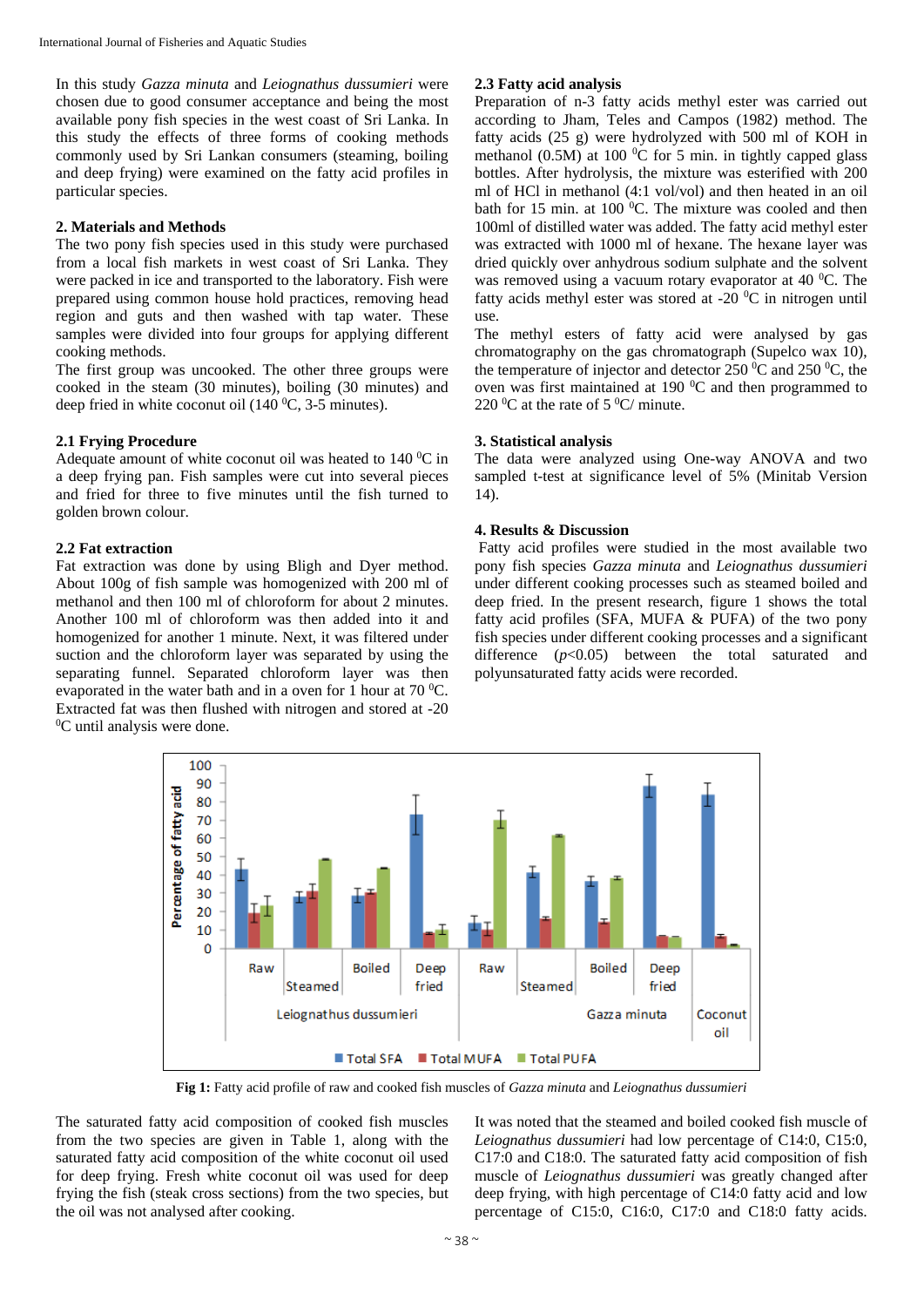In this study *Gazza minuta* and *Leiognathus dussumieri* were chosen due to good consumer acceptance and being the most available pony fish species in the west coast of Sri Lanka. In this study the effects of three forms of cooking methods commonly used by Sri Lankan consumers (steaming, boiling and deep frying) were examined on the fatty acid profiles in particular species.

## 2. Materials and Methods

The two pony fish species used in this study were purchased from a local fish markets in west coast of Sri Lanka. They were packed in ice and transported to the laboratory. Fish were prepared using common house hold practices, removing head region and guts and then washed with tap water. These samples were divided into four groups for applying different cooking methods.

The first group was uncooked. The other three groups were cooked in the steam (30 minutes), boiling (30 minutes) and deep fried in white coconut oil (140 $^0$C, 3-5 minutes).

### 2.1 Frying Procedure

Adequate amount of white coconut oil was heated to 140 $^0$C in a deep frying pan. Fish samples were cut into several pieces and fried for three to five minutes until the fish turned to golden brown colour.

### 2.2 Fat extraction

Fat extraction was done by using Bligh and Dyer method. About 100g of fish sample was homogenized with 200 ml of methanol and then 100 ml of chloroform for about 2 minutes. Another 100 ml of chloroform was then added into it and homogenized for another 1 minute. Next, it was filtered under suction and the chloroform layer was separated by using the separating funnel. Separated chloroform layer was then evaporated in the water bath and in a oven for 1 hour at 70 $^0$C. Extracted fat was then flushed with nitrogen and stored at -20 $^0$C until analysis were done.

### 2.3 Fatty acid analysis

Preparation of n-3 fatty acids methyl ester was carried out according to Jham, Teles and Campos (1982) method. The fatty acids (25 g) were hydrolyzed with 500 ml of KOH in methanol (0.5M) at 100 $^0$C for 5 min. in tightly capped glass bottles. After hydrolysis, the mixture was esterified with 200 ml of HCl in methanol (4:1 vol/vol) and then heated in an oil bath for 15 min. at 100 $^0$C. The mixture was cooled and then 100ml of distilled water was added. The fatty acid methyl ester was extracted with 1000 ml of hexane. The hexane layer was dried quickly over anhydrous sodium sulphate and the solvent was removed using a vacuum rotary evaporator at 40 $^0$C. The fatty acids methyl ester was stored at -20 $^0$C in nitrogen until use.

The methyl esters of fatty acid were analysed by gas chromatography on the gas chromatograph (Supelco wax 10), the temperature of injector and detector 250 $^0$C and 250 $^0$C, the oven was first maintained at 190 $^0$C and then programmed to 220 $^0$C at the rate of 5 $^0$C/ minute.

## 3. Statistical analysis

The data were analyzed using One-way ANOVA and two sampled t-test at significance level of 5% (Minitab Version 14).

## 4. Results & Discussion

Fatty acid profiles were studied in the most available two pony fish species *Gazza minuta* and *Leiognathus dussumieri* under different cooking processes such as steamed boiled and deep fried. In the present research, figure 1 shows the total fatty acid profiles (SFA, MUFA & PUFA) of the two pony fish species under different cooking processes and a significant difference ($p$<0.05) between the total saturated and polyunsaturated fatty acids were recorded.

**Fig 1:** Fatty acid profile of raw and cooked fish muscles of *Gazza minuta* and *Leiognathus dussumieri*

The saturated fatty acid composition of cooked fish muscles from the two species are given in Table 1, along with the saturated fatty acid composition of the white coconut oil used for deep frying. Fresh white coconut oil was used for deep frying the fish (steak cross sections) from the two species, but the oil was not analysed after cooking.

It was noted that the steamed and boiled cooked fish muscle of *Leiognathus dussumieri* had low percentage of C14:0, C15:0, C17:0 and C18:0. The saturated fatty acid composition of fish muscle of *Leiognathus dussumieri* was greatly changed after deep frying, with high percentage of C14:0 fatty acid and low percentage of C15:0, C16:0, C17:0 and C18:0 fatty acids.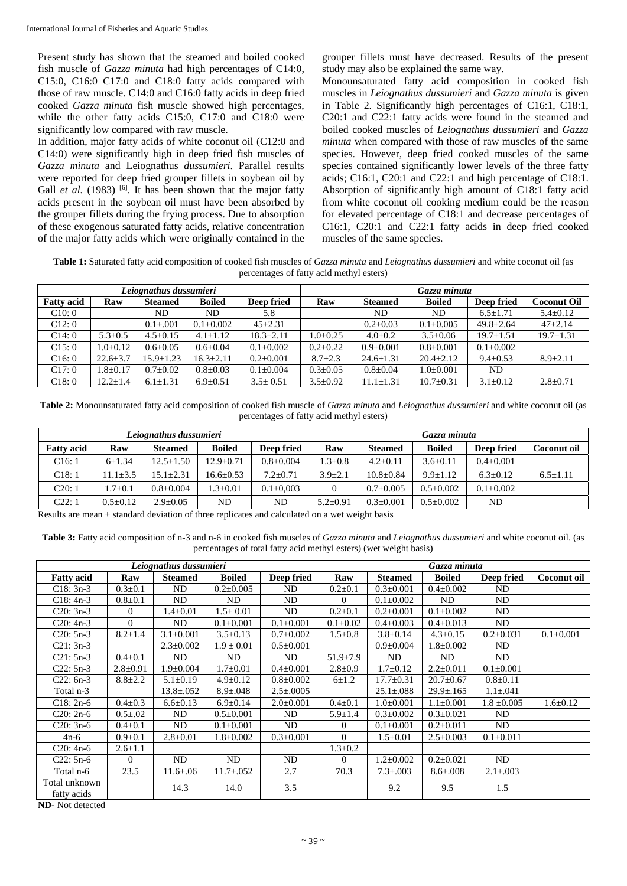Present study has shown that the steamed and boiled cooked fish muscle of *Gazza minuta* had high percentages of C14:0, C15:0, C16:0 C17:0 and C18:0 fatty acids compared with those of raw muscle. C14:0 and C16:0 fatty acids in deep fried cooked *Gazza minuta* fish muscle showed high percentages, while the other fatty acids C15:0, C17:0 and C18:0 were significantly low compared with raw muscle.

In addition, major fatty acids of white coconut oil (C12:0 and C14:0) were significantly high in deep fried fish muscles of *Gazza minuta* and Leiognathus *dussumieri*. Parallel results were reported for deep fried grouper fillets in soybean oil by Gall *et al.* (1983) [6]. It has been shown that the major fatty acids present in the soybean oil must have been absorbed by the grouper fillets during the frying process. Due to absorption of these exogenous saturated fatty acids, relative concentration of the major fatty acids which were originally contained in the grouper fillets must have decreased. Results of the present study may also be explained the same way.

Monounsaturated fatty acid composition in cooked fish muscles in *Leiognathus dussumieri* and *Gazza minuta* is given in Table 2. Significantly high percentages of C16:1, C18:1, C20:1 and C22:1 fatty acids were found in the steamed and boiled cooked muscles of *Leiognathus dussumieri* and *Gazza minuta* when compared with those of raw muscles of the same species. However, deep fried cooked muscles of the same species contained significantly lower levels of the three fatty acids; C16:1, C20:1 and C22:1 and high percentage of C18:1. Absorption of significantly high amount of C18:1 fatty acid from white coconut oil cooking medium could be the reason for elevated percentage of C18:1 and decrease percentages of C16:1, C20:1 and C22:1 fatty acids in deep fried cooked muscles of the same species.

**Table 1:** Saturated fatty acid composition of cooked fish muscles of *Gazza minuta* and *Leiognathus dussumieri* and white coconut oil (as percentages of fatty acid methyl esters)

| *Leiognathus dussumieri* | | | | | *Gazza minuta* | | | | |
|---|---|---|---|---|---|---|---|---|---|
| **Fatty acid** | **Raw** | **Steamed** | **Boiled** | **Deep fried** | **Raw** | **Steamed** | **Boiled** | **Deep fried** | **Coconut Oil** |
| C10: 0 | | ND | ND | 5.8 | | ND | ND | 6.5±1.71 | 5.4±0.12 |
| C12: 0 | | 0.1±.001 | 0.1±0.002 | 45±2.31 | | 0.2±0.03 | 0.1±0.005 | 49.8±2.64 | 47±2.14 |
| C14: 0 | 5.3±0.5 | 4.5±0.15 | 4.1±1.12 | 18.3±2.11 | 1.0±0.25 | 4.0±0.2 | 3.5±0.06 | 19.7±1.51 | 19.7±1.31 |
| C15: 0 | 1.0±0.12 | 0.6±0.05 | 0.6±0.04 | 0.1±0.002 | 0.2±0.22 | 0.9±0.001 | 0.8±0.001 | 0.1±0.002 | |
| C16: 0 | 22.6±3.7 | 15.9±1.23 | 16.3±2.11 | 0.2±0.001 | 8.7±2.3 | 24.6±1.31 | 20.4±2.12 | 9.4±0.53 | 8.9±2.11 |
| C17: 0 | 1.8±0.17 | 0.7±0.02 | 0.8±0.03 | 0.1±0.004 | 0.3±0.05 | 0.8±0.04 | 1.0±0.001 | ND | |
| C18: 0 | 12.2±1.4 | 6.1±1.31 | 6.9±0.51 | 3.5± 0.51 | 3.5±0.92 | 11.1±1.31 | 10.7±0.31 | 3.1±0.12 | 2.8±0.71 |

**Table 2:** Monounsaturated fatty acid composition of cooked fish muscle of *Gazza minuta* and *Leiognathus dussumieri* and white coconut oil (as percentages of fatty acid methyl esters)

| *Leiognathus dussumieri* | | | | | *Gazza minuta* | | | | |
|---|---|---|---|---|---|---|---|---|---|
| **Fatty acid** | **Raw** | **Steamed** | **Boiled** | **Deep fried** | **Raw** | **Steamed** | **Boiled** | **Deep fried** | **Coconut oil** |
| C16: 1 | 6±1.34 | 12.5±1.50 | 12.9±0.71 | 0.8±0.004 | 1.3±0.8 | 4.2±0.11 | 3.6±0.11 | 0.4±0.001 | |
| C18: 1 | 11.1±3.5 | 15.1±2.31 | 16.6±0.53 | 7.2±0.71 | 3.9±2.1 | 10.8±0.84 | 9.9±1.12 | 6.3±0.12 | 6.5±1.11 |
| C20: 1 | 1.7±0.1 | 0.8±0.004 | 1.3±0.01 | 0.1±0,003 | 0 | 0.7±0.005 | 0.5±0.002 | 0.1±0.002 | |
| C22: 1 | 0.5±0.12 | 2.9±0.05 | ND | ND | 5.2±0.91 | 0.3±0.001 | 0.5±0.002 | ND | |

Results are mean ± standard deviation of three replicates and calculated on a wet weight basis

**Table 3:** Fatty acid composition of n-3 and n-6 in cooked fish muscles of *Gazza minuta* and *Leiognathus dussumieri* and white coconut oil. (as percentages of total fatty acid methyl esters) (wet weight basis)

| *Leiognathus dussumieri* | | | | | *Gazza minuta* | | | | |
|---|---|---|---|---|---|---|---|---|---|
| **Fatty acid** | **Raw** | **Steamed** | **Boiled** | **Deep fried** | **Raw** | **Steamed** | **Boiled** | **Deep fried** | **Coconut oil** |
| C18: 3n-3 | 0.3±0.1 | ND | 0.2±0.005 | ND | 0.2±0.1 | 0.3±0.001 | 0.4±0.002 | ND | |
| C18: 4n-3 | 0.8±0.1 | ND | ND | ND | 0 | 0.1±0.002 | ND | ND | |
| C20: 3n-3 | 0 | 1.4±0.01 | 1.5± 0.01 | ND | 0.2±0.1 | 0.2±0.001 | 0.1±0.002 | ND | |
| C20: 4n-3 | 0 | ND | 0.1±0.001 | 0.1±0.001 | 0.1±0.02 | 0.4±0.003 | 0.4±0.013 | ND | |
| C20: 5n-3 | 8.2±1.4 | 3.1±0.001 | 3.5±0.13 | 0.7±0.002 | 1.5±0.8 | 3.8±0.14 | 4.3±0.15 | 0.2±0.031 | 0.1±0.001 |
| C21: 3n-3 | | 2.3±0.002 | 1.9 ± 0.01 | 0.5±0.001 | | 0.9±0.004 | 1.8±0.002 | ND | |
| C21: 5n-3 | 0.4±0.1 | ND | ND | ND | 51.9±7.9 | ND | ND | ND | |
| C22: 5n-3 | 2.8±0.91 | 1.9±0.004 | 1.7±0.01 | 0.4±0.001 | 2.8±0.9 | 1.7±0.12 | 2.2±0.011 | 0.1±0.001 | |
| C22: 6n-3 | 8.8±2.2 | 5.1±0.19 | 4.9±0.12 | 0.8±0.002 | 6±1.2 | 17.7±0.31 | 20.7±0.67 | 0.8±0.11 | |
| Total n-3 | | 13.8±.052 | 8.9±.048 | 2.5±.0005 | | 25.1±.088 | 29.9±.165 | 1.1±.041 | |
| C18: 2n-6 | 0.4±0.3 | 6.6±0.13 | 6.9±0.14 | 2.0±0.001 | 0.4±0.1 | 1.0±0.001 | 1.1±0.001 | 1.8 ±0.005 | 1.6±0.12 |
| C20: 2n-6 | 0.5±.02 | ND | 0.5±0.001 | ND | 5.9±1.4 | 0.3±0.002 | 0.3±0.021 | ND | |
| C20: 3n-6 | 0.4±0.1 | ND | 0.1±0.001 | ND | 0 | 0.1±0.001 | 0.2±0.011 | ND | |
| 4n-6 | 0.9±0.1 | 2.8±0.01 | 1.8±0.002 | 0.3±0.001 | 0 | 1.5±0.01 | 2.5±0.003 | 0.1±0.011 | |
| C20: 4n-6 | 2.6±1.1 | | | | 1.3±0.2 | | | | |
| C22: 5n-6 | 0 | ND | ND | ND | 0 | 1.2±0.002 | 0.2±0.021 | ND | |
| Total n-6 | 23.5 | 11.6±.06 | 11.7±.052 | 2.7 | 70.3 | 7.3±.003 | 8.6±.008 | 2.1±.003 | |
| Total unknown fatty acids | | 14.3 | 14.0 | 3.5 | | 9.2 | 9.5 | 1.5 | |

**ND-** Not detected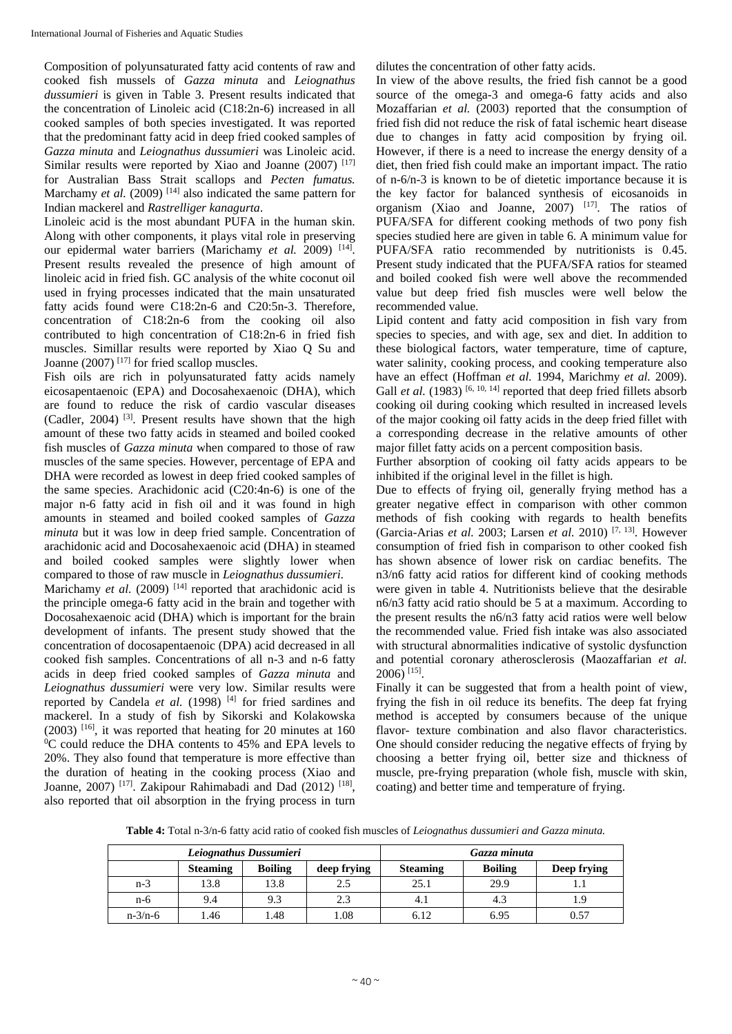Composition of polyunsaturated fatty acid contents of raw and cooked fish mussels of *Gazza minuta* and *Leiognathus dussumieri* is given in Table 3. Present results indicated that the concentration of Linoleic acid (C18:2n-6) increased in all cooked samples of both species investigated. It was reported that the predominant fatty acid in deep fried cooked samples of *Gazza minuta* and *Leiognathus dussumieri* was Linoleic acid. Similar results were reported by Xiao and Joanne (2007) [17] for Australian Bass Strait scallops and *Pecten fumatus.* Marchamy *et al.* (2009) [14] also indicated the same pattern for Indian mackerel and *Rastrelliger kanagurta*.

Linoleic acid is the most abundant PUFA in the human skin. Along with other components, it plays vital role in preserving our epidermal water barriers (Marichamy *et al.* 2009) [14]. Present results revealed the presence of high amount of linoleic acid in fried fish. GC analysis of the white coconut oil used in frying processes indicated that the main unsaturated fatty acids found were C18:2n-6 and C20:5n-3. Therefore, concentration of C18:2n-6 from the cooking oil also contributed to high concentration of C18:2n-6 in fried fish muscles. Simillar results were reported by Xiao Q Su and Joanne (2007) [17] for fried scallop muscles.

Fish oils are rich in polyunsaturated fatty acids namely eicosapentaenoic (EPA) and Docosahexaenoic (DHA), which are found to reduce the risk of cardio vascular diseases (Cadler, 2004) [3]. Present results have shown that the high amount of these two fatty acids in steamed and boiled cooked fish muscles of *Gazza minuta* when compared to those of raw muscles of the same species. However, percentage of EPA and DHA were recorded as lowest in deep fried cooked samples of the same species. Arachidonic acid (C20:4n-6) is one of the major n-6 fatty acid in fish oil and it was found in high amounts in steamed and boiled cooked samples of *Gazza minuta* but it was low in deep fried sample. Concentration of arachidonic acid and Docosahexaenoic acid (DHA) in steamed and boiled cooked samples were slightly lower when compared to those of raw muscle in *Leiognathus dussumieri.*

Marichamy *et al.* (2009) [14] reported that arachidonic acid is the principle omega-6 fatty acid in the brain and together with Docosahexaenoic acid (DHA) which is important for the brain development of infants. The present study showed that the concentration of docosapentaenoic (DPA) acid decreased in all cooked fish samples. Concentrations of all n-3 and n-6 fatty acids in deep fried cooked samples of *Gazza minuta* and *Leiognathus dussumieri* were very low. Similar results were reported by Candela *et al.* (1998) [4] for fried sardines and mackerel. In a study of fish by Sikorski and Kolakowska (2003) [16], it was reported that heating for 20 minutes at 160 $^{0}$C could reduce the DHA contents to 45% and EPA levels to 20%. They also found that temperature is more effective than the duration of heating in the cooking process (Xiao and Joanne, 2007) [17]. Zakipour Rahimabadi and Dad (2012) [18], also reported that oil absorption in the frying process in turn dilutes the concentration of other fatty acids.

In view of the above results, the fried fish cannot be a good source of the omega-3 and omega-6 fatty acids and also Mozaffarian *et al.* (2003) reported that the consumption of fried fish did not reduce the risk of fatal ischemic heart disease due to changes in fatty acid composition by frying oil. However, if there is a need to increase the energy density of a diet, then fried fish could make an important impact. The ratio of n-6/n-3 is known to be of dietetic importance because it is the key factor for balanced synthesis of eicosanoids in organism (Xiao and Joanne, 2007) [17]. The ratios of PUFA/SFA for different cooking methods of two pony fish species studied here are given in table 6. A minimum value for PUFA/SFA ratio recommended by nutritionists is 0.45. Present study indicated that the PUFA/SFA ratios for steamed and boiled cooked fish were well above the recommended value but deep fried fish muscles were well below the recommended value.

Lipid content and fatty acid composition in fish vary from species to species, and with age, sex and diet. In addition to these biological factors, water temperature, time of capture, water salinity, cooking process, and cooking temperature also have an effect (Hoffman *et al.* 1994, Marichmy *et al.* 2009). Gall *et al.* (1983) [6, 10, 14] reported that deep fried fillets absorb cooking oil during cooking which resulted in increased levels of the major cooking oil fatty acids in the deep fried fillet with a corresponding decrease in the relative amounts of other major fillet fatty acids on a percent composition basis.

Further absorption of cooking oil fatty acids appears to be inhibited if the original level in the fillet is high.

Due to effects of frying oil, generally frying method has a greater negative effect in comparison with other common methods of fish cooking with regards to health benefits (Garcia-Arias *et al.* 2003; Larsen *et al.* 2010) [7, 13]. However consumption of fried fish in comparison to other cooked fish has shown absence of lower risk on cardiac benefits. The n3/n6 fatty acid ratios for different kind of cooking methods were given in table 4. Nutritionists believe that the desirable n6/n3 fatty acid ratio should be 5 at a maximum. According to the present results the n6/n3 fatty acid ratios were well below the recommended value. Fried fish intake was also associated with structural abnormalities indicative of systolic dysfunction and potential coronary atherosclerosis (Maozaffarian *et al.* 2006) [15].

Finally it can be suggested that from a health point of view, frying the fish in oil reduce its benefits. The deep fat frying method is accepted by consumers because of the unique flavor- texture combination and also flavor characteristics. One should consider reducing the negative effects of frying by choosing a better frying oil, better size and thickness of muscle, pre-frying preparation (whole fish, muscle with skin, coating) and better time and temperature of frying.

**Table 4:** Total n-3/n-6 fatty acid ratio of cooked fish muscles of *Leiognathus dussumieri and Gazza minuta.*

| | *Leiognathus Dussumieri* | | | *Gazza minuta* | | |
|---|---|---|---|---|---|---|
| | **Steaming** | **Boiling** | **deep frying** | **Steaming** | **Boiling** | **Deep frying** |
| n-3 | 13.8 | 13.8 | 2.5 | 25.1 | 29.9 | 1.1 |
| n-6 | 9.4 | 9.3 | 2.3 | 4.1 | 4.3 | 1.9 |
| n-3/n-6 | 1.46 | 1.48 | 1.08 | 6.12 | 6.95 | 0.57 |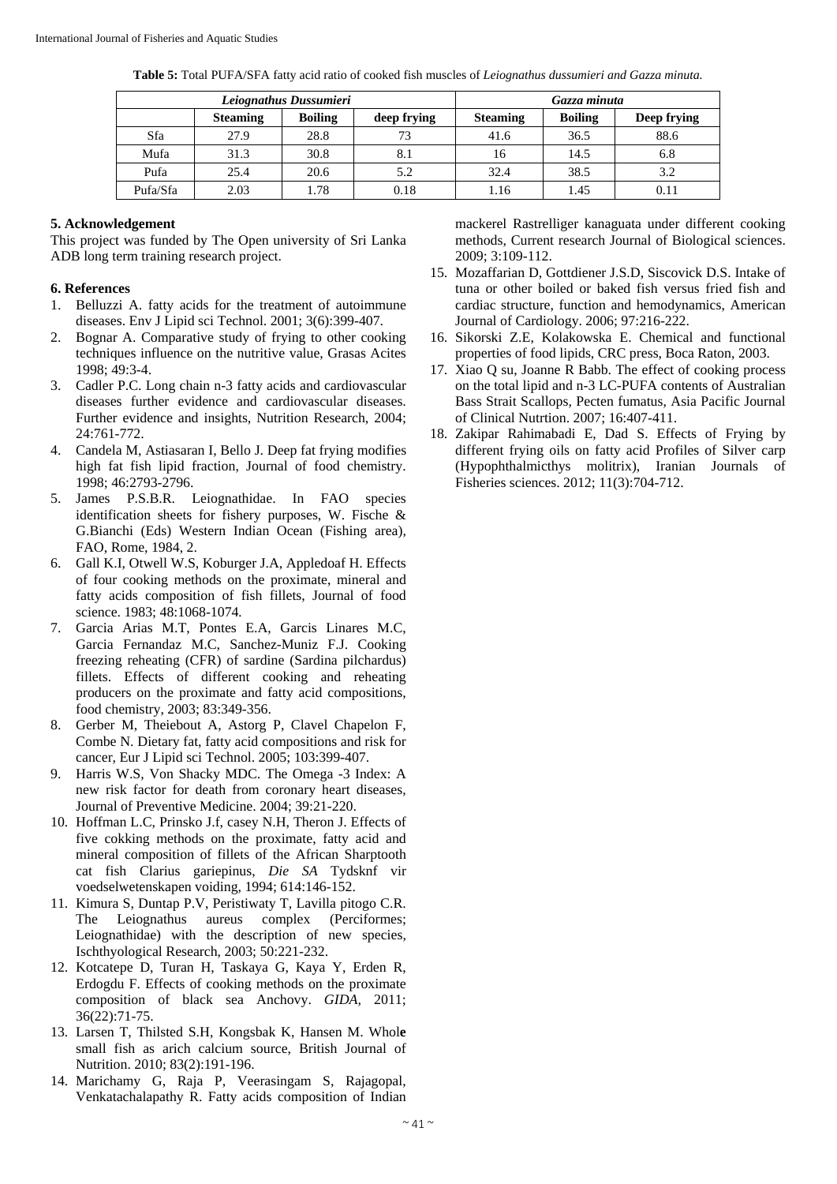**Table 5:** Total PUFA/SFA fatty acid ratio of cooked fish muscles of *Leiognathus dussumieri and Gazza minuta.*

| | *Leiognathus Dussumieri* | | | *Gazza minuta* | | |
|---|---|---|---|---|---|---|
| | **Steaming** | **Boiling** | **deep frying** | **Steaming** | **Boiling** | **Deep frying** |
| Sfa | 27.9 | 28.8 | 73 | 41.6 | 36.5 | 88.6 |
| Mufa | 31.3 | 30.8 | 8.1 | 16 | 14.5 | 6.8 |
| Pufa | 25.4 | 20.6 | 5.2 | 32.4 | 38.5 | 3.2 |
| Pufa/Sfa | 2.03 | 1.78 | 0.18 | 1.16 | 1.45 | 0.11 |

## 5. Acknowledgement

This project was funded by The Open university of Sri Lanka ADB long term training research project.

## 6. References

1. Belluzzi A. fatty acids for the treatment of autoimmune diseases. Env J Lipid sci Technol. 2001; 3(6):399-407.
2. Bognar A. Comparative study of frying to other cooking techniques influence on the nutritive value, Grasas Acites 1998; 49:3-4.
3. Cadler P.C. Long chain n-3 fatty acids and cardiovascular diseases further evidence and cardiovascular diseases. Further evidence and insights, Nutrition Research, 2004; 24:761-772.
4. Candela M, Astiasaran I, Bello J. Deep fat frying modifies high fat fish lipid fraction, Journal of food chemistry. 1998; 46:2793-2796.
5. James P.S.B.R. Leiognathidae. In FAO species identification sheets for fishery purposes, W. Fische & G.Bianchi (Eds) Western Indian Ocean (Fishing area), FAO, Rome, 1984, 2.
6. Gall K.I, Otwell W.S, Koburger J.A, Appledoaf H. Effects of four cooking methods on the proximate, mineral and fatty acids composition of fish fillets, Journal of food science. 1983; 48:1068-1074.
7. Garcia Arias M.T, Pontes E.A, Garcis Linares M.C, Garcia Fernandaz M.C, Sanchez-Muniz F.J. Cooking freezing reheating (CFR) of sardine (Sardina pilchardus) fillets. Effects of different cooking and reheating producers on the proximate and fatty acid compositions, food chemistry, 2003; 83:349-356.
8. Gerber M, Theiebout A, Astorg P, Clavel Chapelon F, Combe N. Dietary fat, fatty acid compositions and risk for cancer, Eur J Lipid sci Technol. 2005; 103:399-407.
9. Harris W.S, Von Shacky MDC. The Omega -3 Index: A new risk factor for death from coronary heart diseases, Journal of Preventive Medicine. 2004; 39:21-220.
10. Hoffman L.C, Prinsko J.f, casey N.H, Theron J. Effects of five cokking methods on the proximate, fatty acid and mineral composition of fillets of the African Sharptooth cat fish Clarius gariepinus, *Die SA* Tydsknf vir voedselwetenskapen voiding, 1994; 614:146-152.
11. Kimura S, Duntap P.V, Peristiwaty T, Lavilla pitogo C.R. The Leiognathus aureus complex (Perciformes; Leiognathidae) with the description of new species, Ischthyological Research, 2003; 50:221-232.
12. Kotcatepe D, Turan H, Taskaya G, Kaya Y, Erden R, Erdogdu F. Effects of cooking methods on the proximate composition of black sea Anchovy. *GIDA*, 2011; 36(22):71-75.
13. Larsen T, Thilsted S.H, Kongsbak K, Hansen M. Whol**e** small fish as arich calcium source, British Journal of Nutrition. 2010; 83(2):191-196.
14. Marichamy G, Raja P, Veerasingam S, Rajagopal, Venkatachalapathy R. Fatty acids composition of Indian mackerel Rastrelliger kanaguata under different cooking methods, Current research Journal of Biological sciences. 2009; 3:109-112.
15. Mozaffarian D, Gottdiener J.S.D, Siscovick D.S. Intake of tuna or other boiled or baked fish versus fried fish and cardiac structure, function and hemodynamics, American Journal of Cardiology. 2006; 97:216-222.
16. Sikorski Z.E, Kolakowska E. Chemical and functional properties of food lipids, CRC press, Boca Raton, 2003.
17. Xiao Q su, Joanne R Babb. The effect of cooking process on the total lipid and n-3 LC-PUFA contents of Australian Bass Strait Scallops, Pecten fumatus, Asia Pacific Journal of Clinical Nutrtion. 2007; 16:407-411.
18. Zakipar Rahimabadi E, Dad S. Effects of Frying by different frying oils on fatty acid Profiles of Silver carp (Hypophthalmicthys molitrix), Iranian Journals of Fisheries sciences. 2012; 11(3):704-712.